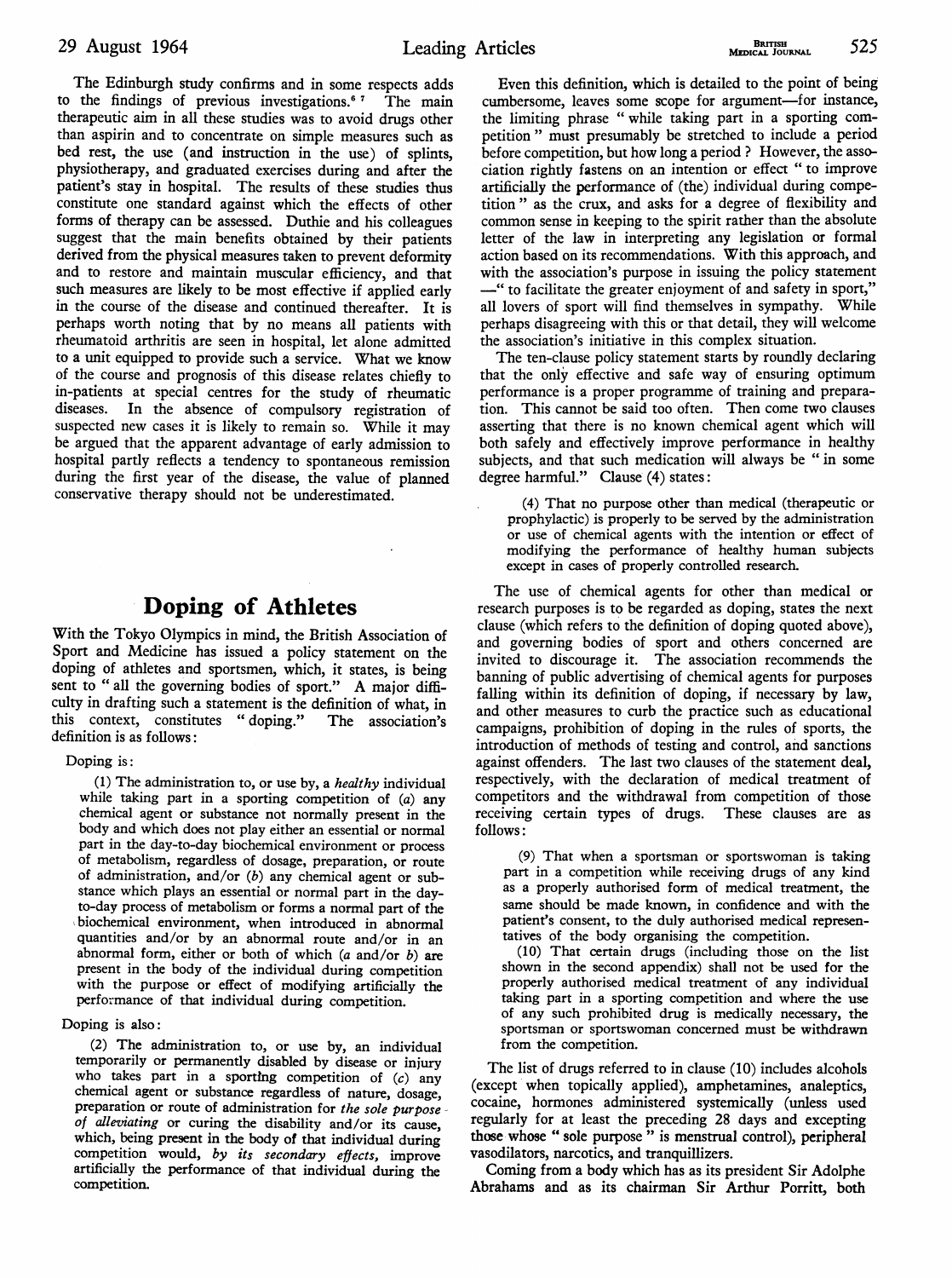The Edinburgh study confirms and in some respects adds to the findings of previous investigations.[6 7] The main therapeutic aim in all these studies was to avoid drugs other than aspirin and to concentrate on simple measures such as bed rest, the use (and instruction in the use) of splints, physiotherapy, and graduated exercises during and after the patient's stay in hospital. The results of these studies thus constitute one standard against which the effects of other forms of therapy can be assessed. Duthie and his colleagues suggest that the main benefits obtained by their patients derived from the physical measures taken to prevent deformity and to restore and maintain muscular efficiency, and that such measures are likely to be most effective if applied early in the course of the disease and continued thereafter. It is perhaps worth noting that by no means all patients with rheumatoid arthritis are seen in hospital, let alone admitted to a unit equipped to provide such a service. What we know of the course and prognosis of this disease relates chiefly to in-patients at special centres for the study of rheumatic diseases. In the absence of compulsory registration of suspected new cases it is likely to remain so. While it may be argued that the apparent advantage of early admission to hospital partly reflects a tendency to spontaneous remission during the first year of the disease, the value of planned conservative therapy should not be underestimated.

# Doping of Athletes

With the Tokyo Olympics in mind, the British Association of Sport and Medicine has issued a policy statement on the doping of athletes and sportsmen, which, it states, is being sent to " all the governing bodies of sport." A major difficulty in drafting such a statement is the definition of what, in this context, constitutes " doping." The association's definition is as follows:

> Doping is:
>
> (1) The administration to, or use by, a *healthy* individual while taking part in a sporting competition of (*a*) any chemical agent or substance not normally present in the body and which does not play either an essential or normal part in the day-to-day biochemical environment or process of metabolism, regardless of dosage, preparation, or route of administration, and/or (*b*) any chemical agent or substance which plays an essential or normal part in the day-to-day process of metabolism or forms a normal part of the biochemical environment, when introduced in abnormal quantities and/or by an abnormal route and/or in an abnormal form, either or both of which (*a* and/or *b*) are present in the body of the individual during competition with the purpose or effect of modifying artificially the performance of that individual during competition.
>
> Doping is also:
>
> (2) The administration to, or use by, an individual temporarily or permanently disabled by disease or injury who takes part in a sporting competition of (*c*) any chemical agent or substance regardless of nature, dosage, preparation or route of administration for *the sole purpose of alleviating* or curing the disability and/or its cause, which, being present in the body of that individual during competition would, *by its secondary effects,* improve artificially the performance of that individual during the competition.

Even this definition, which is detailed to the point of being cumbersome, leaves some scope for argument—for instance, the limiting phrase " while taking part in a sporting competition " must presumably be stretched to include a period before competition, but how long a period ? However, the association rightly fastens on an intention or effect " to improve artificially the performance of (the) individual during competition " as the crux, and asks for a degree of flexibility and common sense in keeping to the spirit rather than the absolute letter of the law in interpreting any legislation or formal action based on its recommendations. With this approach, and with the association's purpose in issuing the policy statement —" to facilitate the greater enjoyment of and safety in sport," all lovers of sport will find themselves in sympathy. While perhaps disagreeing with this or that detail, they will welcome the association's initiative in this complex situation.

The ten-clause policy statement starts by roundly declaring that the only effective and safe way of ensuring optimum performance is a proper programme of training and preparation. This cannot be said too often. Then come two clauses asserting that there is no known chemical agent which will both safely and effectively improve performance in healthy subjects, and that such medication will always be " in some degree harmful." Clause (4) states:

> (4) That no purpose other than medical (therapeutic or prophylactic) is properly to be served by the administration or use of chemical agents with the intention or effect of modifying the performance of healthy human subjects except in cases of properly controlled research.

The use of chemical agents for other than medical or research purposes is to be regarded as doping, states the next clause (which refers to the definition of doping quoted above), and governing bodies of sport and others concerned are invited to discourage it. The association recommends the banning of public advertising of chemical agents for purposes falling within its definition of doping, if necessary by law, and other measures to curb the practice such as educational campaigns, prohibition of doping in the rules of sports, the introduction of methods of testing and control, and sanctions against offenders. The last two clauses of the statement deal, respectively, with the declaration of medical treatment of competitors and the withdrawal from competition of those receiving certain types of drugs. These clauses are as follows:

> (9) That when a sportsman or sportswoman is taking part in a competition while receiving drugs of any kind as a properly authorised form of medical treatment, the same should be made known, in confidence and with the patient's consent, to the duly authorised medical representatives of the body organising the competition.
>
> (10) That certain drugs (including those on the list shown in the second appendix) shall not be used for the properly authorised medical treatment of any individual taking part in a sporting competition and where the use of any such prohibited drug is medically necessary, the sportsman or sportswoman concerned must be withdrawn from the competition.

The list of drugs referred to in clause (10) includes alcohols (except when topically applied), amphetamines, analeptics, cocaine, hormones administered systemically (unless used regularly for at least the preceding 28 days and excepting those whose " sole purpose " is menstrual control), peripheral vasodilators, narcotics, and tranquillizers.

Coming from a body which has as its president Sir Adolphe Abrahams and as its chairman Sir Arthur Porritt, both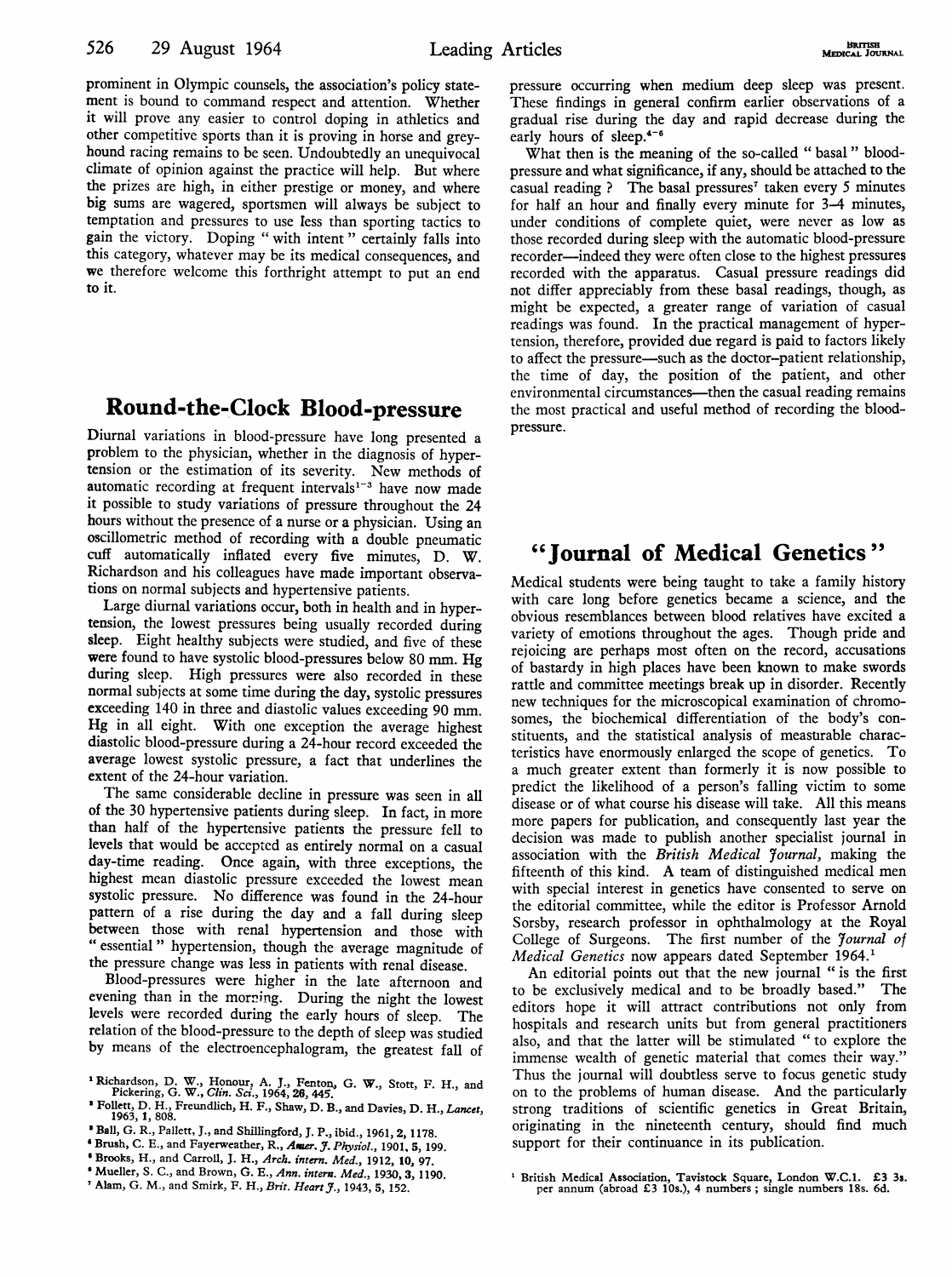prominent in Olympic counsels, the association's policy statement is bound to command respect and attention. Whether it will prove any easier to control doping in athletics and other competitive sports than it is proving in horse and greyhound racing remains to be seen. Undoubtedly an unequivocal climate of opinion against the practice will help. But where the prizes are high, in either prestige or money, and where big sums are wagered, sportsmen will always be subject to temptation and pressures to use less than sporting tactics to gain the victory. Doping "with intent" certainly falls into this category, whatever may be its medical consequences, and we therefore welcome this forthright attempt to put an end to it.

## Round-the-Clock Blood-pressure

Diurnal variations in blood-pressure have long presented a problem to the physician, whether in the diagnosis of hypertension or the estimation of its severity. New methods of automatic recording at frequent intervals[1-3] have now made it possible to study variations of pressure throughout the 24 hours without the presence of a nurse or a physician. Using an oscillometric method of recording with a double pneumatic cuff automatically inflated every five minutes, D. W. Richardson and his colleagues have made important observations on normal subjects and hypertensive patients.

Large diurnal variations occur, both in health and in hypertension, the lowest pressures being usually recorded during sleep. Eight healthy subjects were studied, and five of these were found to have systolic blood-pressures below 80 mm. Hg during sleep. High pressures were also recorded in these normal subjects at some time during the day, systolic pressures exceeding 140 in three and diastolic values exceeding 90 mm. Hg in all eight. With one exception the average highest diastolic blood-pressure during a 24-hour record exceeded the average lowest systolic pressure, a fact that underlines the extent of the 24-hour variation.

The same considerable decline in pressure was seen in all of the 30 hypertensive patients during sleep. In fact, in more than half of the hypertensive patients the pressure fell to levels that would be accepted as entirely normal on a casual day-time reading. Once again, with three exceptions, the highest mean diastolic pressure exceeded the lowest mean systolic pressure. No difference was found in the 24-hour pattern of a rise during the day and a fall during sleep between those with renal hypertension and those with "essential" hypertension, though the average magnitude of the pressure change was less in patients with renal disease.

Blood-pressures were higher in the late afternoon and evening than in the morning. During the night the lowest levels were recorded during the early hours of sleep. The relation of the blood-pressure to the depth of sleep was studied by means of the electroencephalogram, the greatest fall of pressure occurring when medium deep sleep was present. These findings in general confirm earlier observations of a gradual rise during the day and rapid decrease during the early hours of sleep.[4-6]

What then is the meaning of the so-called "basal" blood-pressure and what significance, if any, should be attached to the casual reading? The basal pressures[7] taken every 5 minutes for half an hour and finally every minute for 3–4 minutes, under conditions of complete quiet, were never as low as those recorded during sleep with the automatic blood-pressure recorder—indeed they were often close to the highest pressures recorded with the apparatus. Casual pressure readings did not differ appreciably from these basal readings, though, as might be expected, a greater range of variation of casual readings was found. In the practical management of hypertension, therefore, provided due regard is paid to factors likely to affect the pressure—such as the doctor–patient relationship, the time of day, the position of the patient, and other environmental circumstances—then the casual reading remains the most practical and useful method of recording the blood-pressure.

[1] Richardson, D. W., Honour, A. J., Fenton, G. W., Stott, F. H., and Pickering, G. W., *Clin. Sci.*, 1964, **26**, 445.
[2] Follett, D. H., Freundlich, H. F., Shaw, D. B., and Davies, D. H., *Lancet*, 1963, **1**, 808.
[3] Ball, G. R., Pallett, J., and Shillingford, J. P., ibid., 1961, **2**, 1178.
[4] Brush, C. E., and Fayerweather, R., *Amer. J. Physiol.*, 1901, **5**, 199.
[5] Brooks, H., and Carroll, J. H., *Arch. intern. Med.*, 1912, **10**, 97.
[6] Mueller, S. C., and Brown, G. E., *Ann. intern. Med.*, 1930, **3**, 1190.
[7] Alam, G. M., and Smirk, F. H., *Brit. Heart J.*, 1943, **5**, 152.

## "Journal of Medical Genetics"

Medical students were being taught to take a family history with care long before genetics became a science, and the obvious resemblances between blood relatives have excited a variety of emotions throughout the ages. Though pride and rejoicing are perhaps most often on the record, accusations of bastardy in high places have been known to make swords rattle and committee meetings break up in disorder. Recently new techniques for the microscopical examination of chromosomes, the biochemical differentiation of the body's constituents, and the statistical analysis of measurable characteristics have enormously enlarged the scope of genetics. To a much greater extent than formerly it is now possible to predict the likelihood of a person's falling victim to some disease or of what course his disease will take. All this means more papers for publication, and consequently last year the decision was made to publish another specialist journal in association with the *British Medical Journal*, making the fifteenth of this kind. A team of distinguished medical men with special interest in genetics have consented to serve on the editorial committee, while the editor is Professor Arnold Sorsby, research professor in ophthalmology at the Royal College of Surgeons. The first number of the *Journal of Medical Genetics* now appears dated September 1964.[1]

An editorial points out that the new journal "is the first to be exclusively medical and to be broadly based." The editors hope it will attract contributions not only from hospitals and research units but from general practitioners also, and that the latter will be stimulated "to explore the immense wealth of genetic material that comes their way." Thus the journal will doubtless serve to focus genetic study on to the problems of human disease. And the particularly strong traditions of scientific genetics in Great Britain, originating in the nineteenth century, should find much support for their continuance in its publication.

[1] British Medical Association, Tavistock Square, London W.C.1. £3 3s. per annum (abroad £3 10s.), 4 numbers; single numbers 18s. 6d.